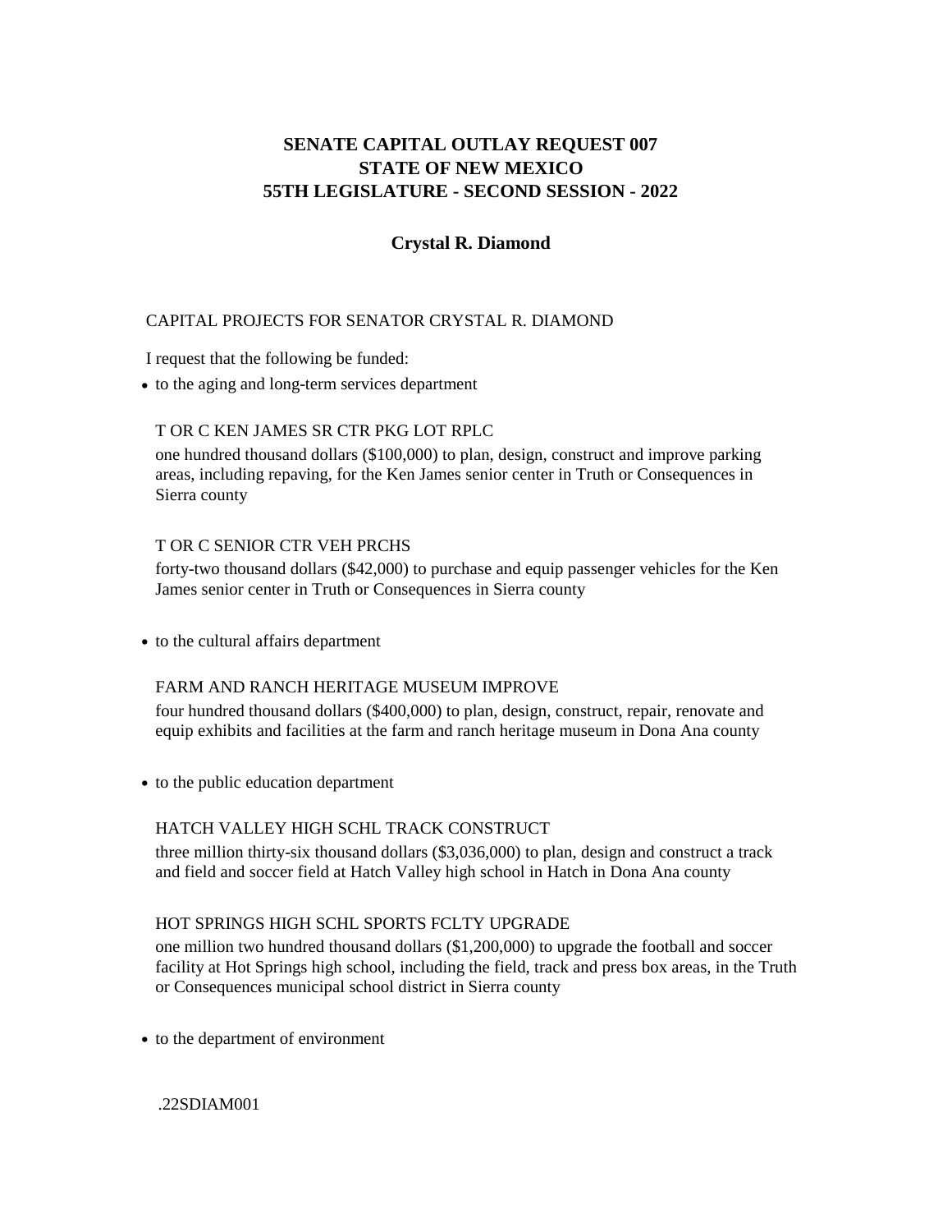# SENATE CAPITAL OUTLAY REQUEST 007
# STATE OF NEW MEXICO
# 55TH LEGISLATURE - SECOND SESSION - 2022

## Crystal R. Diamond

CAPITAL PROJECTS FOR SENATOR CRYSTAL R. DIAMOND

I request that the following be funded:

- to the aging and long-term services department

  T OR C KEN JAMES SR CTR PKG LOT RPLC

  one hundred thousand dollars ($100,000) to plan, design, construct and improve parking areas, including repaving, for the Ken James senior center in Truth or Consequences in Sierra county

  T OR C SENIOR CTR VEH PRCHS

  forty-two thousand dollars ($42,000) to purchase and equip passenger vehicles for the Ken James senior center in Truth or Consequences in Sierra county

- to the cultural affairs department

  FARM AND RANCH HERITAGE MUSEUM IMPROVE

  four hundred thousand dollars ($400,000) to plan, design, construct, repair, renovate and equip exhibits and facilities at the farm and ranch heritage museum in Dona Ana county

- to the public education department

  HATCH VALLEY HIGH SCHL TRACK CONSTRUCT

  three million thirty-six thousand dollars ($3,036,000) to plan, design and construct a track and field and soccer field at Hatch Valley high school in Hatch in Dona Ana county

  HOT SPRINGS HIGH SCHL SPORTS FCLTY UPGRADE

  one million two hundred thousand dollars ($1,200,000) to upgrade the football and soccer facility at Hot Springs high school, including the field, track and press box areas, in the Truth or Consequences municipal school district in Sierra county

- to the department of environment

.22SDIAM001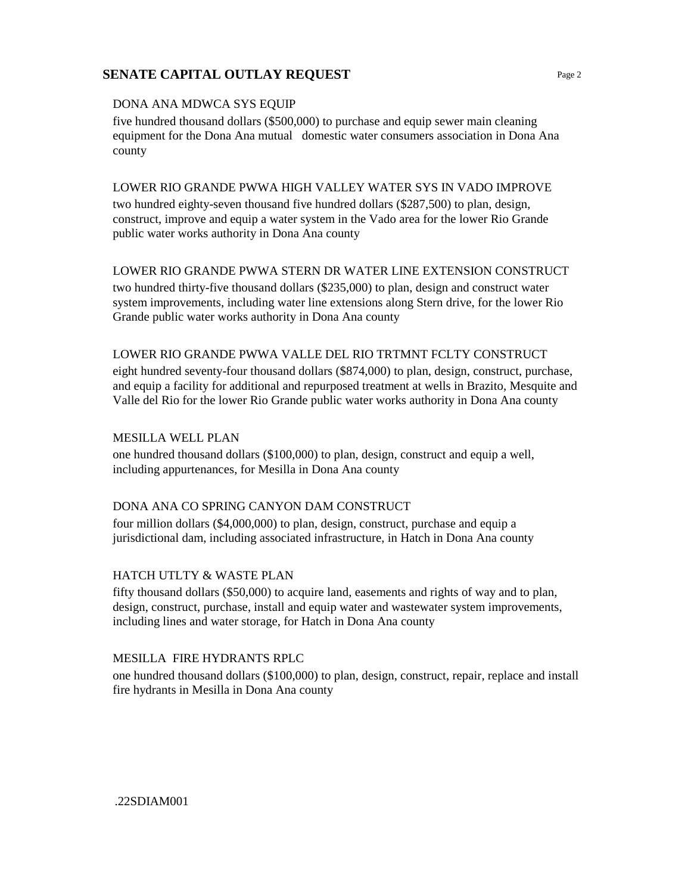## SENATE CAPITAL OUTLAY REQUEST

DONA ANA MDWCA SYS EQUIP

five hundred thousand dollars ($500,000) to purchase and equip sewer main cleaning equipment for the Dona Ana mutual domestic water consumers association in Dona Ana county

LOWER RIO GRANDE PWWA HIGH VALLEY WATER SYS IN VADO IMPROVE

two hundred eighty-seven thousand five hundred dollars ($287,500) to plan, design, construct, improve and equip a water system in the Vado area for the lower Rio Grande public water works authority in Dona Ana county

LOWER RIO GRANDE PWWA STERN DR WATER LINE EXTENSION CONSTRUCT

two hundred thirty-five thousand dollars ($235,000) to plan, design and construct water system improvements, including water line extensions along Stern drive, for the lower Rio Grande public water works authority in Dona Ana county

LOWER RIO GRANDE PWWA VALLE DEL RIO TRTMNT FCLTY CONSTRUCT

eight hundred seventy-four thousand dollars ($874,000) to plan, design, construct, purchase, and equip a facility for additional and repurposed treatment at wells in Brazito, Mesquite and Valle del Rio for the lower Rio Grande public water works authority in Dona Ana county

MESILLA WELL PLAN

one hundred thousand dollars ($100,000) to plan, design, construct and equip a well, including appurtenances, for Mesilla in Dona Ana county

DONA ANA CO SPRING CANYON DAM CONSTRUCT

four million dollars ($4,000,000) to plan, design, construct, purchase and equip a jurisdictional dam, including associated infrastructure, in Hatch in Dona Ana county

HATCH UTLTY & WASTE PLAN

fifty thousand dollars ($50,000) to acquire land, easements and rights of way and to plan, design, construct, purchase, install and equip water and wastewater system improvements, including lines and water storage, for Hatch in Dona Ana county

MESILLA FIRE HYDRANTS RPLC

one hundred thousand dollars ($100,000) to plan, design, construct, repair, replace and install fire hydrants in Mesilla in Dona Ana county

.22SDIAM001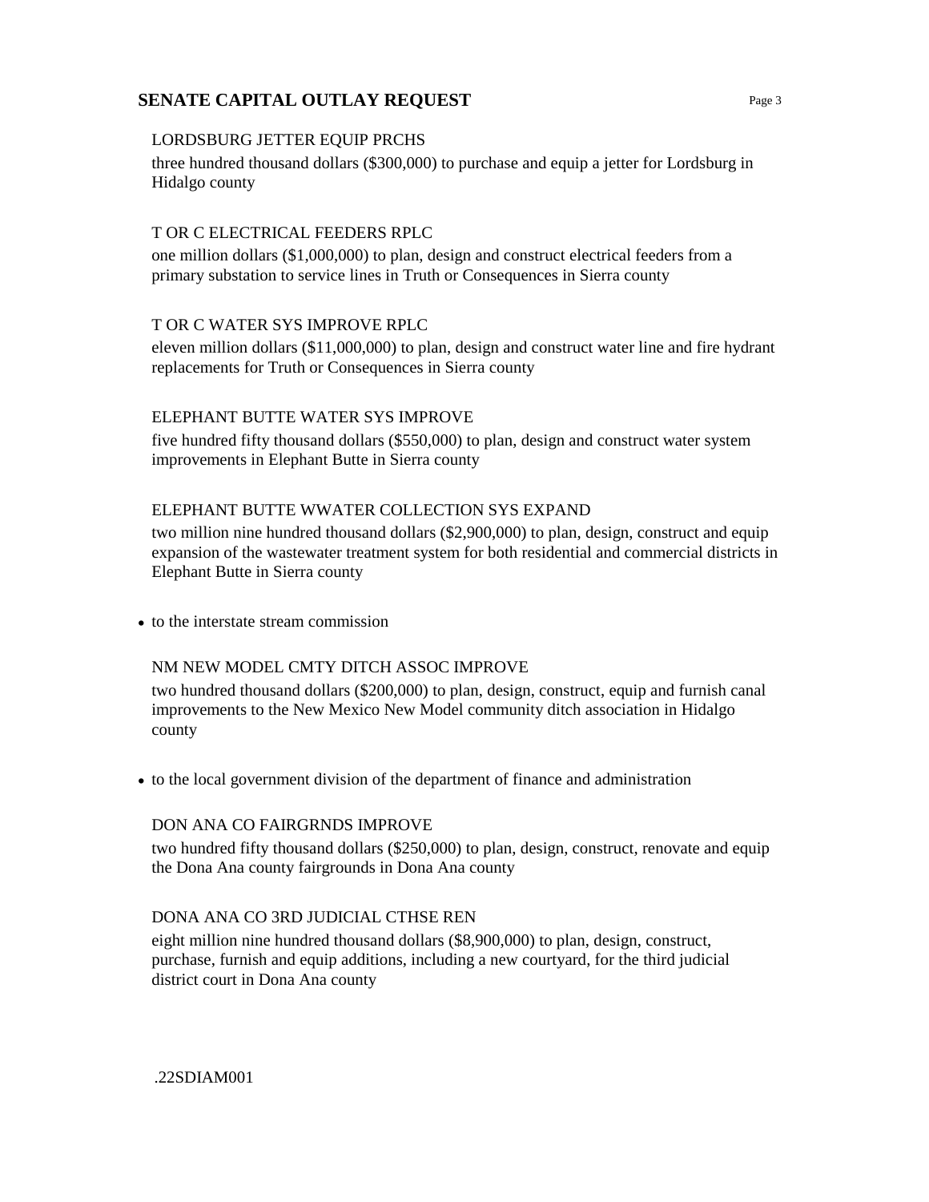## SENATE CAPITAL OUTLAY REQUEST

LORDSBURG JETTER EQUIP PRCHS

three hundred thousand dollars ($300,000) to purchase and equip a jetter for Lordsburg in Hidalgo county

T OR C ELECTRICAL FEEDERS RPLC

one million dollars ($1,000,000) to plan, design and construct electrical feeders from a primary substation to service lines in Truth or Consequences in Sierra county

T OR C WATER SYS IMPROVE RPLC

eleven million dollars ($11,000,000) to plan, design and construct water line and fire hydrant replacements for Truth or Consequences in Sierra county

ELEPHANT BUTTE WATER SYS IMPROVE

five hundred fifty thousand dollars ($550,000) to plan, design and construct water system improvements in Elephant Butte in Sierra county

ELEPHANT BUTTE WWATER COLLECTION SYS EXPAND

two million nine hundred thousand dollars ($2,900,000) to plan, design, construct and equip expansion of the wastewater treatment system for both residential and commercial districts in Elephant Butte in Sierra county

- to the interstate stream commission

NM NEW MODEL CMTY DITCH ASSOC IMPROVE

two hundred thousand dollars ($200,000) to plan, design, construct, equip and furnish canal improvements to the New Mexico New Model community ditch association in Hidalgo county

- to the local government division of the department of finance and administration

DON ANA CO FAIRGRNDS IMPROVE

two hundred fifty thousand dollars ($250,000) to plan, design, construct, renovate and equip the Dona Ana county fairgrounds in Dona Ana county

DONA ANA CO 3RD JUDICIAL CTHSE REN

eight million nine hundred thousand dollars ($8,900,000) to plan, design, construct, purchase, furnish and equip additions, including a new courtyard, for the third judicial district court in Dona Ana county

.22SDIAM001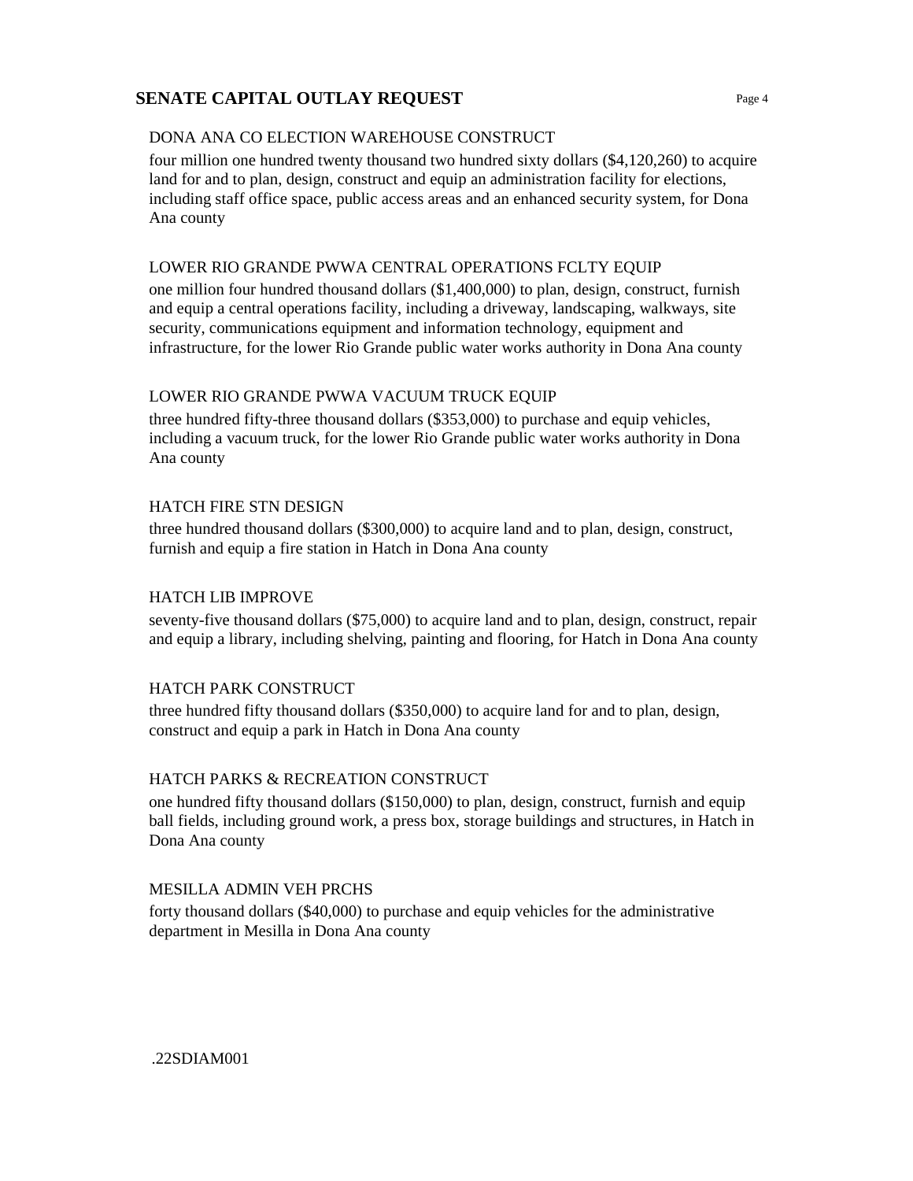## SENATE CAPITAL OUTLAY REQUEST

DONA ANA CO ELECTION WAREHOUSE CONSTRUCT

four million one hundred twenty thousand two hundred sixty dollars ($4,120,260) to acquire land for and to plan, design, construct and equip an administration facility for elections, including staff office space, public access areas and an enhanced security system, for Dona Ana county

LOWER RIO GRANDE PWWA CENTRAL OPERATIONS FCLTY EQUIP

one million four hundred thousand dollars ($1,400,000) to plan, design, construct, furnish and equip a central operations facility, including a driveway, landscaping, walkways, site security, communications equipment and information technology, equipment and infrastructure, for the lower Rio Grande public water works authority in Dona Ana county

LOWER RIO GRANDE PWWA VACUUM TRUCK EQUIP

three hundred fifty-three thousand dollars ($353,000) to purchase and equip vehicles, including a vacuum truck, for the lower Rio Grande public water works authority in Dona Ana county

HATCH FIRE STN DESIGN

three hundred thousand dollars ($300,000) to acquire land and to plan, design, construct, furnish and equip a fire station in Hatch in Dona Ana county

HATCH LIB IMPROVE

seventy-five thousand dollars ($75,000) to acquire land and to plan, design, construct, repair and equip a library, including shelving, painting and flooring, for Hatch in Dona Ana county

HATCH PARK CONSTRUCT

three hundred fifty thousand dollars ($350,000) to acquire land for and to plan, design, construct and equip a park in Hatch in Dona Ana county

HATCH PARKS & RECREATION CONSTRUCT

one hundred fifty thousand dollars ($150,000) to plan, design, construct, furnish and equip ball fields, including ground work, a press box, storage buildings and structures, in Hatch in Dona Ana county

MESILLA ADMIN VEH PRCHS

forty thousand dollars ($40,000) to purchase and equip vehicles for the administrative department in Mesilla in Dona Ana county

.22SDIAM001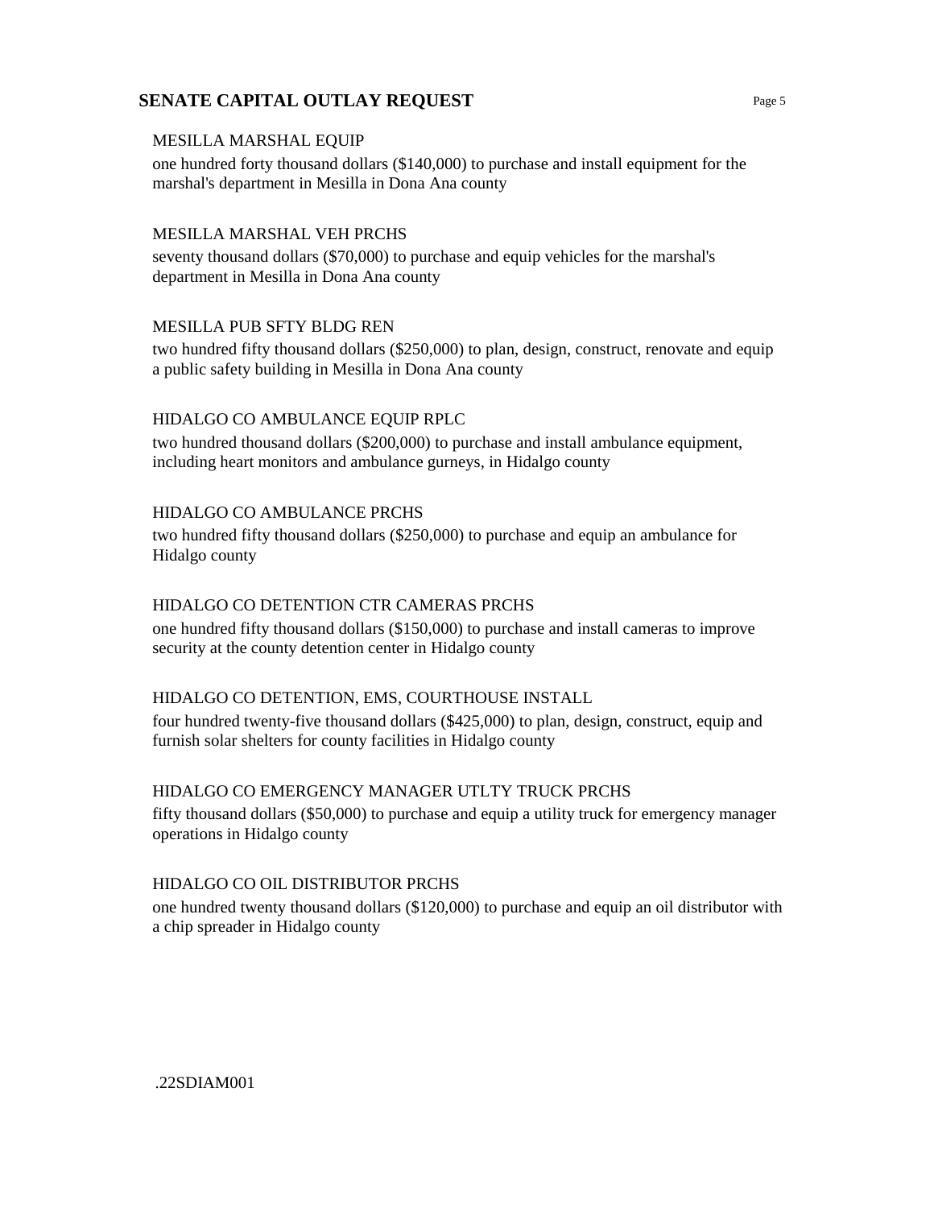## SENATE CAPITAL OUTLAY REQUEST

MESILLA MARSHAL EQUIP

one hundred forty thousand dollars ($140,000) to purchase and install equipment for the marshal's department in Mesilla in Dona Ana county

MESILLA MARSHAL VEH PRCHS

seventy thousand dollars ($70,000) to purchase and equip vehicles for the marshal's department in Mesilla in Dona Ana county

MESILLA PUB SFTY BLDG REN

two hundred fifty thousand dollars ($250,000) to plan, design, construct, renovate and equip a public safety building in Mesilla in Dona Ana county

HIDALGO CO AMBULANCE EQUIP RPLC

two hundred thousand dollars ($200,000) to purchase and install ambulance equipment, including heart monitors and ambulance gurneys, in Hidalgo county

HIDALGO CO AMBULANCE PRCHS

two hundred fifty thousand dollars ($250,000) to purchase and equip an ambulance for Hidalgo county

HIDALGO CO DETENTION CTR CAMERAS PRCHS

one hundred fifty thousand dollars ($150,000) to purchase and install cameras to improve security at the county detention center in Hidalgo county

HIDALGO CO DETENTION, EMS, COURTHOUSE INSTALL

four hundred twenty-five thousand dollars ($425,000) to plan, design, construct, equip and furnish solar shelters for county facilities in Hidalgo county

HIDALGO CO EMERGENCY MANAGER UTLTY TRUCK PRCHS

fifty thousand dollars ($50,000) to purchase and equip a utility truck for emergency manager operations in Hidalgo county

HIDALGO CO OIL DISTRIBUTOR PRCHS

one hundred twenty thousand dollars ($120,000) to purchase and equip an oil distributor with a chip spreader in Hidalgo county

.22SDIAM001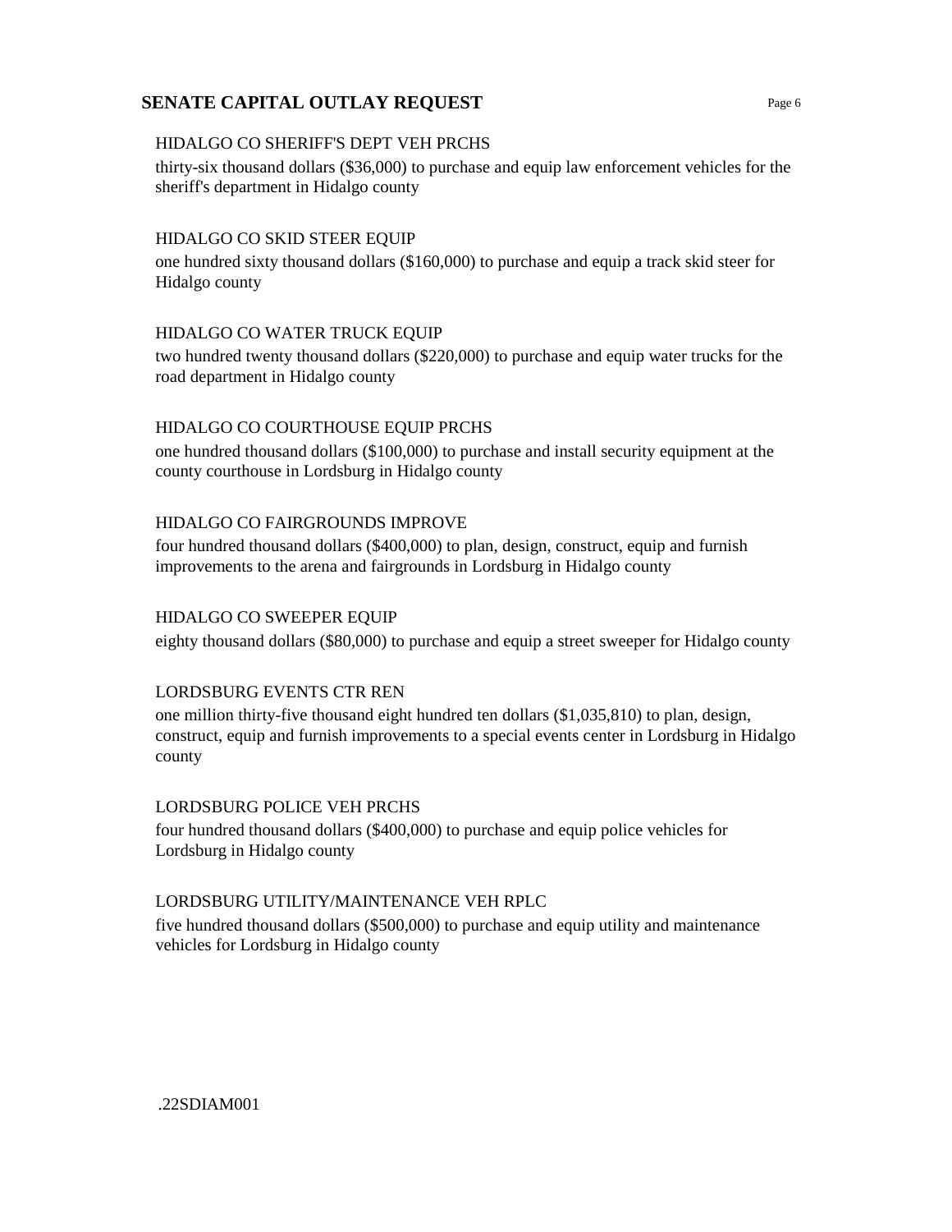## SENATE CAPITAL OUTLAY REQUEST

HIDALGO CO SHERIFF'S DEPT VEH PRCHS

thirty-six thousand dollars ($36,000) to purchase and equip law enforcement vehicles for the sheriff's department in Hidalgo county

HIDALGO CO SKID STEER EQUIP

one hundred sixty thousand dollars ($160,000) to purchase and equip a track skid steer for Hidalgo county

HIDALGO CO WATER TRUCK EQUIP

two hundred twenty thousand dollars ($220,000) to purchase and equip water trucks for the road department in Hidalgo county

HIDALGO CO COURTHOUSE EQUIP PRCHS

one hundred thousand dollars ($100,000) to purchase and install security equipment at the county courthouse in Lordsburg in Hidalgo county

HIDALGO CO FAIRGROUNDS IMPROVE

four hundred thousand dollars ($400,000) to plan, design, construct, equip and furnish improvements to the arena and fairgrounds in Lordsburg in Hidalgo county

HIDALGO CO SWEEPER EQUIP

eighty thousand dollars ($80,000) to purchase and equip a street sweeper for Hidalgo county

LORDSBURG EVENTS CTR REN

one million thirty-five thousand eight hundred ten dollars ($1,035,810) to plan, design, construct, equip and furnish improvements to a special events center in Lordsburg in Hidalgo county

LORDSBURG POLICE VEH PRCHS

four hundred thousand dollars ($400,000) to purchase and equip police vehicles for Lordsburg in Hidalgo county

LORDSBURG UTILITY/MAINTENANCE VEH RPLC

five hundred thousand dollars ($500,000) to purchase and equip utility and maintenance vehicles for Lordsburg in Hidalgo county

.22SDIAM001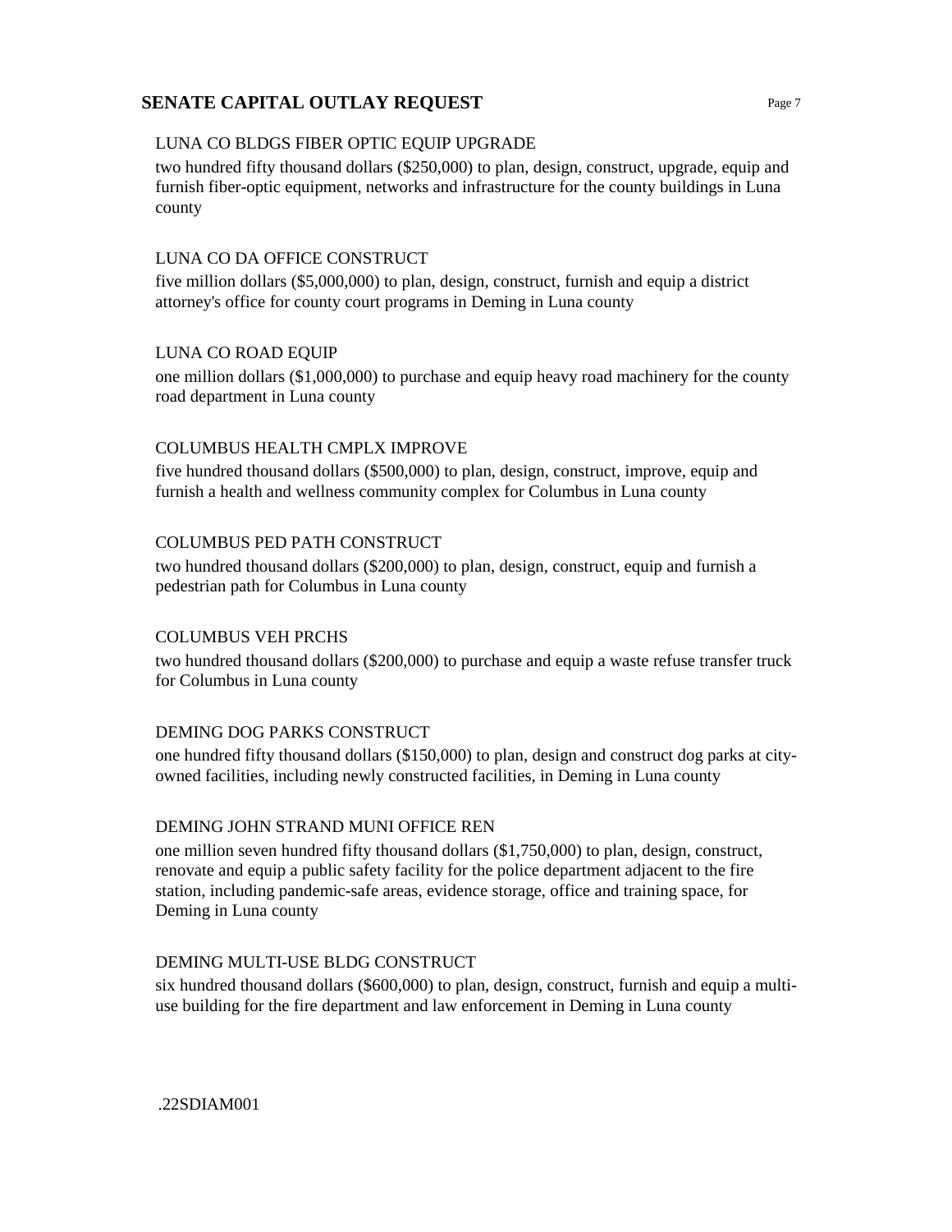LUNA CO BLDGS FIBER OPTIC EQUIP UPGRADE

two hundred fifty thousand dollars ($250,000) to plan, design, construct, upgrade, equip and furnish fiber-optic equipment, networks and infrastructure for the county buildings in Luna county

LUNA CO DA OFFICE CONSTRUCT

five million dollars ($5,000,000) to plan, design, construct, furnish and equip a district attorney's office for county court programs in Deming in Luna county

LUNA CO ROAD EQUIP

one million dollars ($1,000,000) to purchase and equip heavy road machinery for the county road department in Luna county

COLUMBUS HEALTH CMPLX IMPROVE

five hundred thousand dollars ($500,000) to plan, design, construct, improve, equip and furnish a health and wellness community complex for Columbus in Luna county

COLUMBUS PED PATH CONSTRUCT

two hundred thousand dollars ($200,000) to plan, design, construct, equip and furnish a pedestrian path for Columbus in Luna county

COLUMBUS VEH PRCHS

two hundred thousand dollars ($200,000) to purchase and equip a waste refuse transfer truck for Columbus in Luna county

DEMING DOG PARKS CONSTRUCT

one hundred fifty thousand dollars ($150,000) to plan, design and construct dog parks at city-owned facilities, including newly constructed facilities, in Deming in Luna county

DEMING JOHN STRAND MUNI OFFICE REN

one million seven hundred fifty thousand dollars ($1,750,000) to plan, design, construct, renovate and equip a public safety facility for the police department adjacent to the fire station, including pandemic-safe areas, evidence storage, office and training space, for Deming in Luna county

DEMING MULTI-USE BLDG CONSTRUCT

six hundred thousand dollars ($600,000) to plan, design, construct, furnish and equip a multi-use building for the fire department and law enforcement in Deming in Luna county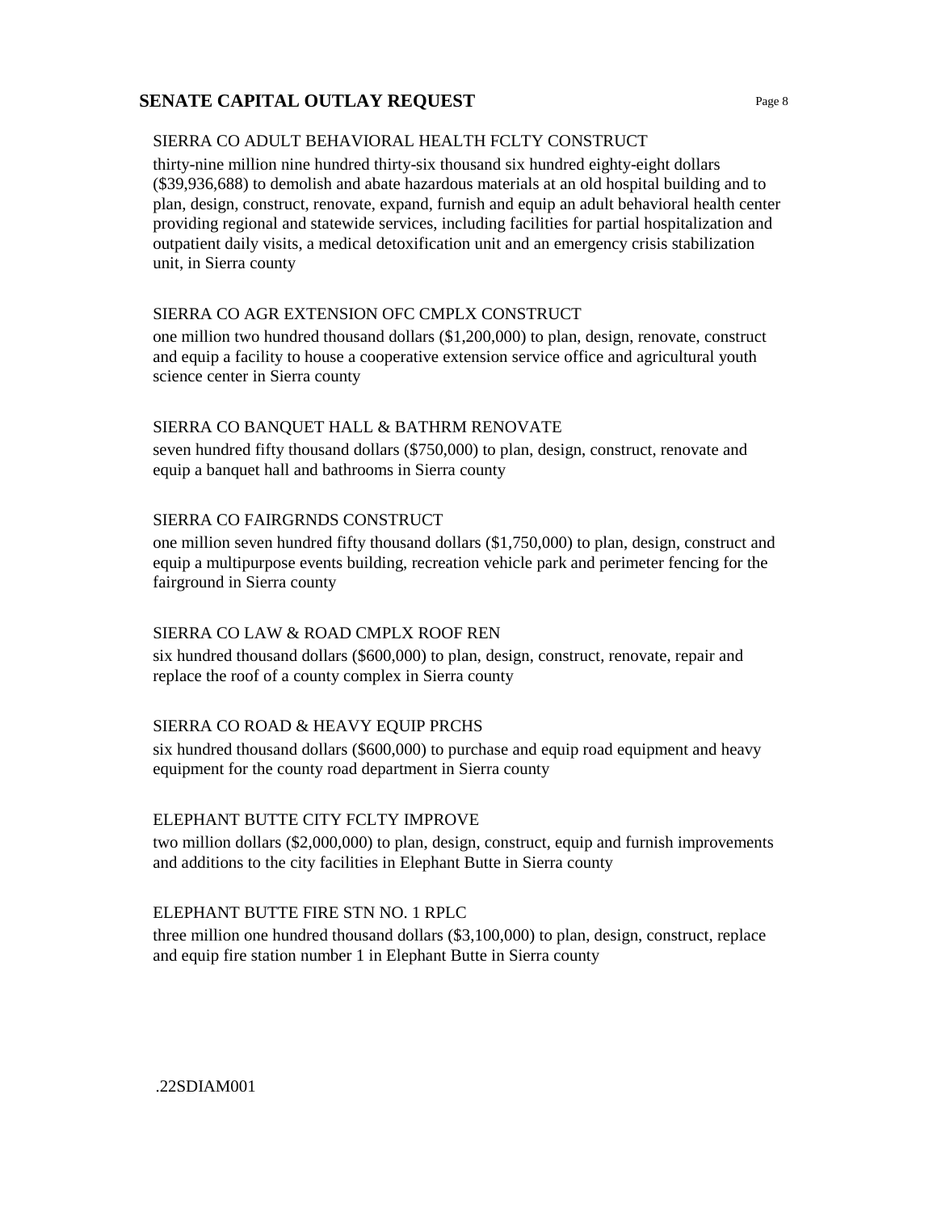## SIERRA CO ADULT BEHAVIORAL HEALTH FCLTY CONSTRUCT

thirty-nine million nine hundred thirty-six thousand six hundred eighty-eight dollars ($39,936,688) to demolish and abate hazardous materials at an old hospital building and to plan, design, construct, renovate, expand, furnish and equip an adult behavioral health center providing regional and statewide services, including facilities for partial hospitalization and outpatient daily visits, a medical detoxification unit and an emergency crisis stabilization unit, in Sierra county

## SIERRA CO AGR EXTENSION OFC CMPLX CONSTRUCT

one million two hundred thousand dollars ($1,200,000) to plan, design, renovate, construct and equip a facility to house a cooperative extension service office and agricultural youth science center in Sierra county

## SIERRA CO BANQUET HALL & BATHRM RENOVATE

seven hundred fifty thousand dollars ($750,000) to plan, design, construct, renovate and equip a banquet hall and bathrooms in Sierra county

## SIERRA CO FAIRGRNDS CONSTRUCT

one million seven hundred fifty thousand dollars ($1,750,000) to plan, design, construct and equip a multipurpose events building, recreation vehicle park and perimeter fencing for the fairground in Sierra county

## SIERRA CO LAW & ROAD CMPLX ROOF REN

six hundred thousand dollars ($600,000) to plan, design, construct, renovate, repair and replace the roof of a county complex in Sierra county

## SIERRA CO ROAD & HEAVY EQUIP PRCHS

six hundred thousand dollars ($600,000) to purchase and equip road equipment and heavy equipment for the county road department in Sierra county

## ELEPHANT BUTTE CITY FCLTY IMPROVE

two million dollars ($2,000,000) to plan, design, construct, equip and furnish improvements and additions to the city facilities in Elephant Butte in Sierra county

## ELEPHANT BUTTE FIRE STN NO. 1 RPLC

three million one hundred thousand dollars ($3,100,000) to plan, design, construct, replace and equip fire station number 1 in Elephant Butte in Sierra county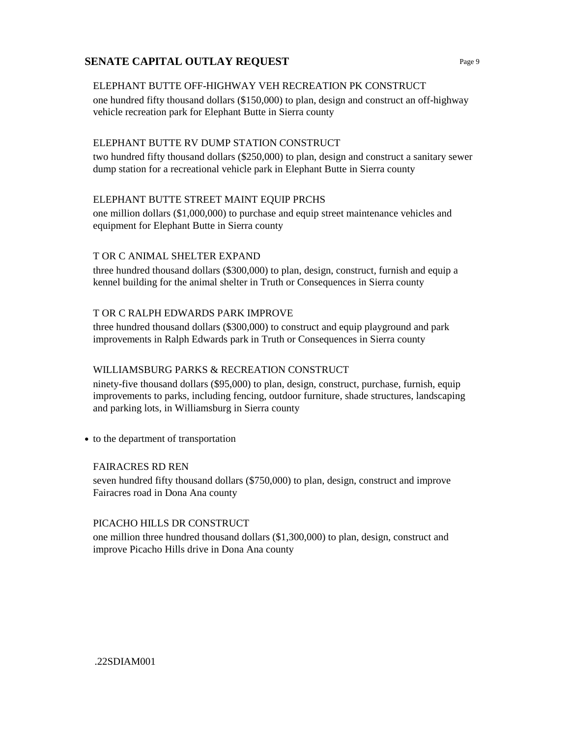## SENATE CAPITAL OUTLAY REQUEST

ELEPHANT BUTTE OFF-HIGHWAY VEH RECREATION PK CONSTRUCT

one hundred fifty thousand dollars ($150,000) to plan, design and construct an off-highway vehicle recreation park for Elephant Butte in Sierra county

ELEPHANT BUTTE RV DUMP STATION CONSTRUCT

two hundred fifty thousand dollars ($250,000) to plan, design and construct a sanitary sewer dump station for a recreational vehicle park in Elephant Butte in Sierra county

ELEPHANT BUTTE STREET MAINT EQUIP PRCHS

one million dollars ($1,000,000) to purchase and equip street maintenance vehicles and equipment for Elephant Butte in Sierra county

T OR C ANIMAL SHELTER EXPAND

three hundred thousand dollars ($300,000) to plan, design, construct, furnish and equip a kennel building for the animal shelter in Truth or Consequences in Sierra county

T OR C RALPH EDWARDS PARK IMPROVE

three hundred thousand dollars ($300,000) to construct and equip playground and park improvements in Ralph Edwards park in Truth or Consequences in Sierra county

WILLIAMSBURG PARKS & RECREATION CONSTRUCT

ninety-five thousand dollars ($95,000) to plan, design, construct, purchase, furnish, equip improvements to parks, including fencing, outdoor furniture, shade structures, landscaping and parking lots, in Williamsburg in Sierra county

- to the department of transportation

FAIRACRES RD REN

seven hundred fifty thousand dollars ($750,000) to plan, design, construct and improve Fairacres road in Dona Ana county

PICACHO HILLS DR CONSTRUCT

one million three hundred thousand dollars ($1,300,000) to plan, design, construct and improve Picacho Hills drive in Dona Ana county

.22SDIAM001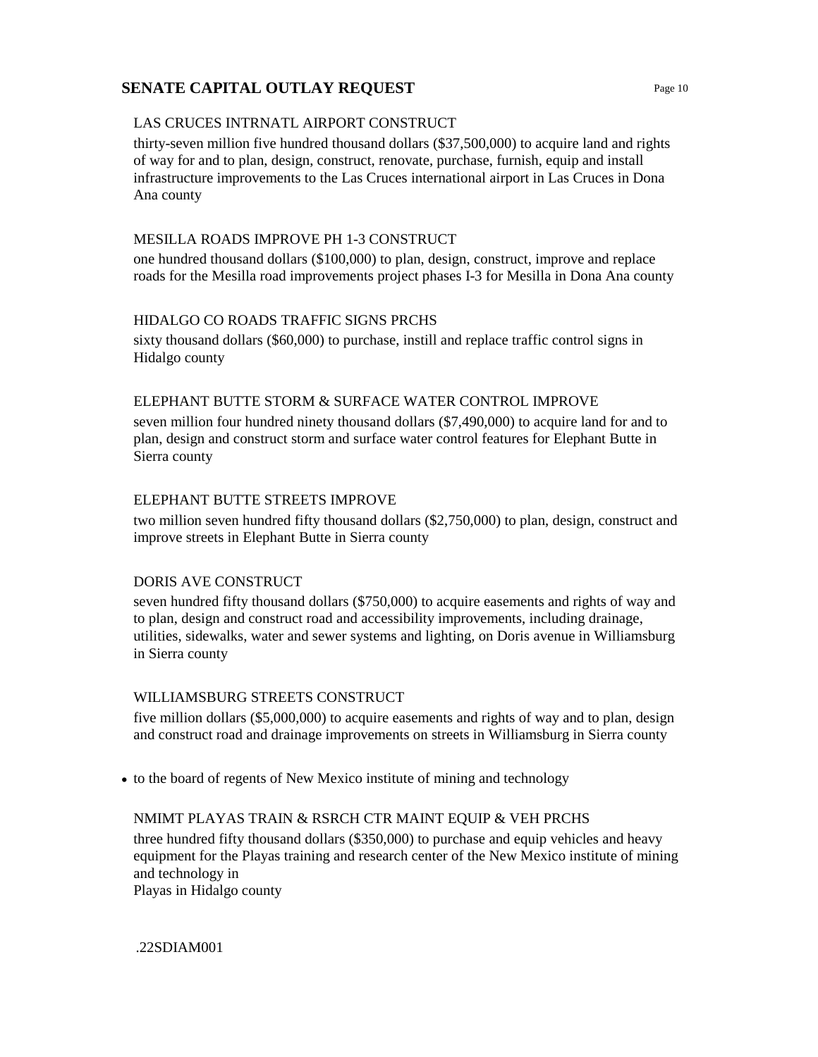## SENATE CAPITAL OUTLAY REQUEST

LAS CRUCES INTRNATL AIRPORT CONSTRUCT

thirty-seven million five hundred thousand dollars ($37,500,000) to acquire land and rights of way for and to plan, design, construct, renovate, purchase, furnish, equip and install infrastructure improvements to the Las Cruces international airport in Las Cruces in Dona Ana county

MESILLA ROADS IMPROVE PH 1-3 CONSTRUCT

one hundred thousand dollars ($100,000) to plan, design, construct, improve and replace roads for the Mesilla road improvements project phases I-3 for Mesilla in Dona Ana county

HIDALGO CO ROADS TRAFFIC SIGNS PRCHS

sixty thousand dollars ($60,000) to purchase, instill and replace traffic control signs in Hidalgo county

ELEPHANT BUTTE STORM & SURFACE WATER CONTROL IMPROVE

seven million four hundred ninety thousand dollars ($7,490,000) to acquire land for and to plan, design and construct storm and surface water control features for Elephant Butte in Sierra county

ELEPHANT BUTTE STREETS IMPROVE

two million seven hundred fifty thousand dollars ($2,750,000) to plan, design, construct and improve streets in Elephant Butte in Sierra county

DORIS AVE CONSTRUCT

seven hundred fifty thousand dollars ($750,000) to acquire easements and rights of way and to plan, design and construct road and accessibility improvements, including drainage, utilities, sidewalks, water and sewer systems and lighting, on Doris avenue in Williamsburg in Sierra county

WILLIAMSBURG STREETS CONSTRUCT

five million dollars ($5,000,000) to acquire easements and rights of way and to plan, design and construct road and drainage improvements on streets in Williamsburg in Sierra county

- to the board of regents of New Mexico institute of mining and technology

NMIMT PLAYAS TRAIN & RSRCH CTR MAINT EQUIP & VEH PRCHS

three hundred fifty thousand dollars ($350,000) to purchase and equip vehicles and heavy equipment for the Playas training and research center of the New Mexico institute of mining and technology in
Playas in Hidalgo county

.22SDIAM001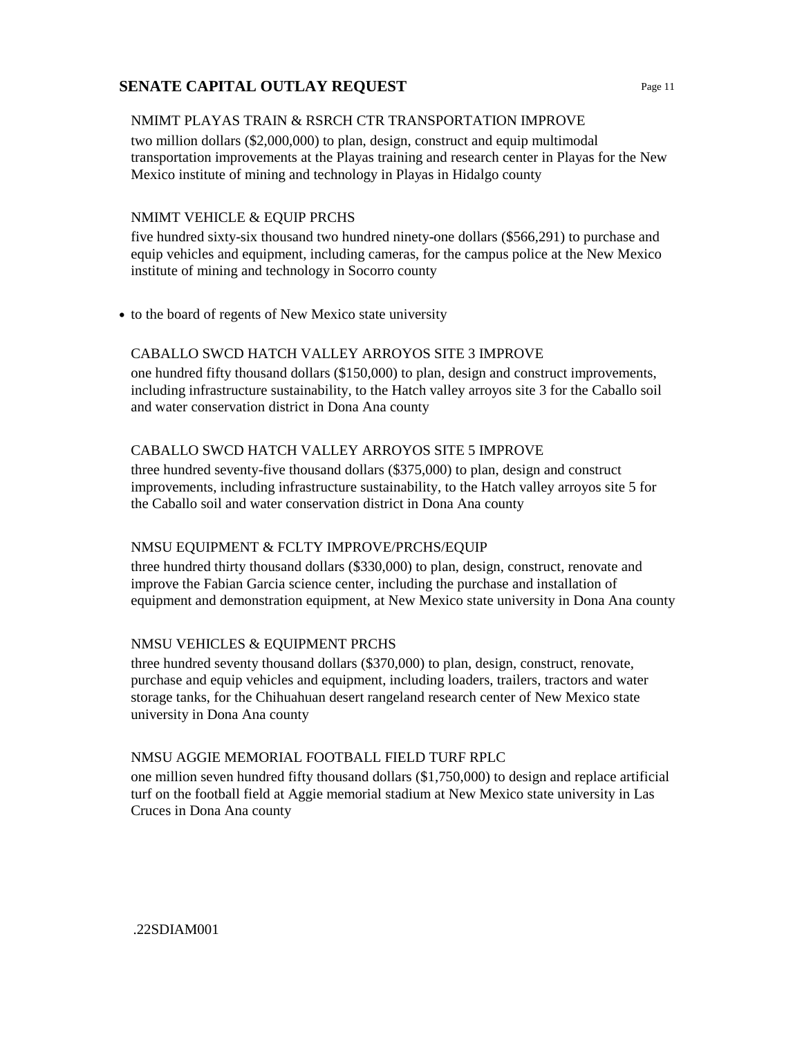NMIMT PLAYAS TRAIN & RSRCH CTR TRANSPORTATION IMPROVE

two million dollars ($2,000,000) to plan, design, construct and equip multimodal transportation improvements at the Playas training and research center in Playas for the New Mexico institute of mining and technology in Playas in Hidalgo county

NMIMT VEHICLE & EQUIP PRCHS

five hundred sixty-six thousand two hundred ninety-one dollars ($566,291) to purchase and equip vehicles and equipment, including cameras, for the campus police at the New Mexico institute of mining and technology in Socorro county

- to the board of regents of New Mexico state university

CABALLO SWCD HATCH VALLEY ARROYOS SITE 3 IMPROVE

one hundred fifty thousand dollars ($150,000) to plan, design and construct improvements, including infrastructure sustainability, to the Hatch valley arroyos site 3 for the Caballo soil and water conservation district in Dona Ana county

CABALLO SWCD HATCH VALLEY ARROYOS SITE 5 IMPROVE

three hundred seventy-five thousand dollars ($375,000) to plan, design and construct improvements, including infrastructure sustainability, to the Hatch valley arroyos site 5 for the Caballo soil and water conservation district in Dona Ana county

NMSU EQUIPMENT & FCLTY IMPROVE/PRCHS/EQUIP

three hundred thirty thousand dollars ($330,000) to plan, design, construct, renovate and improve the Fabian Garcia science center, including the purchase and installation of equipment and demonstration equipment, at New Mexico state university in Dona Ana county

NMSU VEHICLES & EQUIPMENT PRCHS

three hundred seventy thousand dollars ($370,000) to plan, design, construct, renovate, purchase and equip vehicles and equipment, including loaders, trailers, tractors and water storage tanks, for the Chihuahuan desert rangeland research center of New Mexico state university in Dona Ana county

NMSU AGGIE MEMORIAL FOOTBALL FIELD TURF RPLC

one million seven hundred fifty thousand dollars ($1,750,000) to design and replace artificial turf on the football field at Aggie memorial stadium at New Mexico state university in Las Cruces in Dona Ana county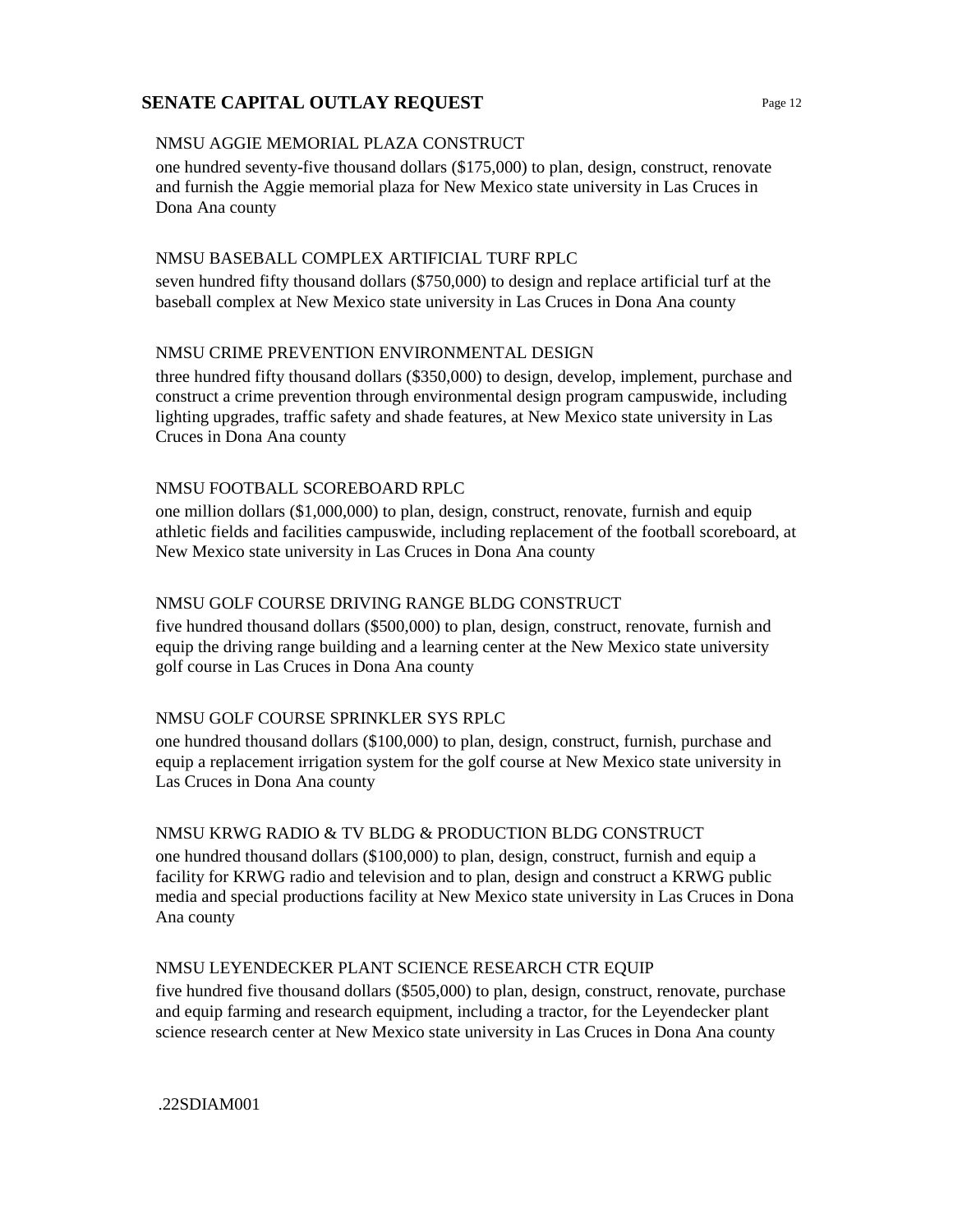## SENATE CAPITAL OUTLAY REQUEST

NMSU AGGIE MEMORIAL PLAZA CONSTRUCT

one hundred seventy-five thousand dollars ($175,000) to plan, design, construct, renovate and furnish the Aggie memorial plaza for New Mexico state university in Las Cruces in Dona Ana county

NMSU BASEBALL COMPLEX ARTIFICIAL TURF RPLC

seven hundred fifty thousand dollars ($750,000) to design and replace artificial turf at the baseball complex at New Mexico state university in Las Cruces in Dona Ana county

NMSU CRIME PREVENTION ENVIRONMENTAL DESIGN

three hundred fifty thousand dollars ($350,000) to design, develop, implement, purchase and construct a crime prevention through environmental design program campuswide, including lighting upgrades, traffic safety and shade features, at New Mexico state university in Las Cruces in Dona Ana county

NMSU FOOTBALL SCOREBOARD RPLC

one million dollars ($1,000,000) to plan, design, construct, renovate, furnish and equip athletic fields and facilities campuswide, including replacement of the football scoreboard, at New Mexico state university in Las Cruces in Dona Ana county

NMSU GOLF COURSE DRIVING RANGE BLDG CONSTRUCT

five hundred thousand dollars ($500,000) to plan, design, construct, renovate, furnish and equip the driving range building and a learning center at the New Mexico state university golf course in Las Cruces in Dona Ana county

NMSU GOLF COURSE SPRINKLER SYS RPLC

one hundred thousand dollars ($100,000) to plan, design, construct, furnish, purchase and equip a replacement irrigation system for the golf course at New Mexico state university in Las Cruces in Dona Ana county

NMSU KRWG RADIO & TV BLDG & PRODUCTION BLDG CONSTRUCT

one hundred thousand dollars ($100,000) to plan, design, construct, furnish and equip a facility for KRWG radio and television and to plan, design and construct a KRWG public media and special productions facility at New Mexico state university in Las Cruces in Dona Ana county

NMSU LEYENDECKER PLANT SCIENCE RESEARCH CTR EQUIP

five hundred five thousand dollars ($505,000) to plan, design, construct, renovate, purchase and equip farming and research equipment, including a tractor, for the Leyendecker plant science research center at New Mexico state university in Las Cruces in Dona Ana county

.22SDIAM001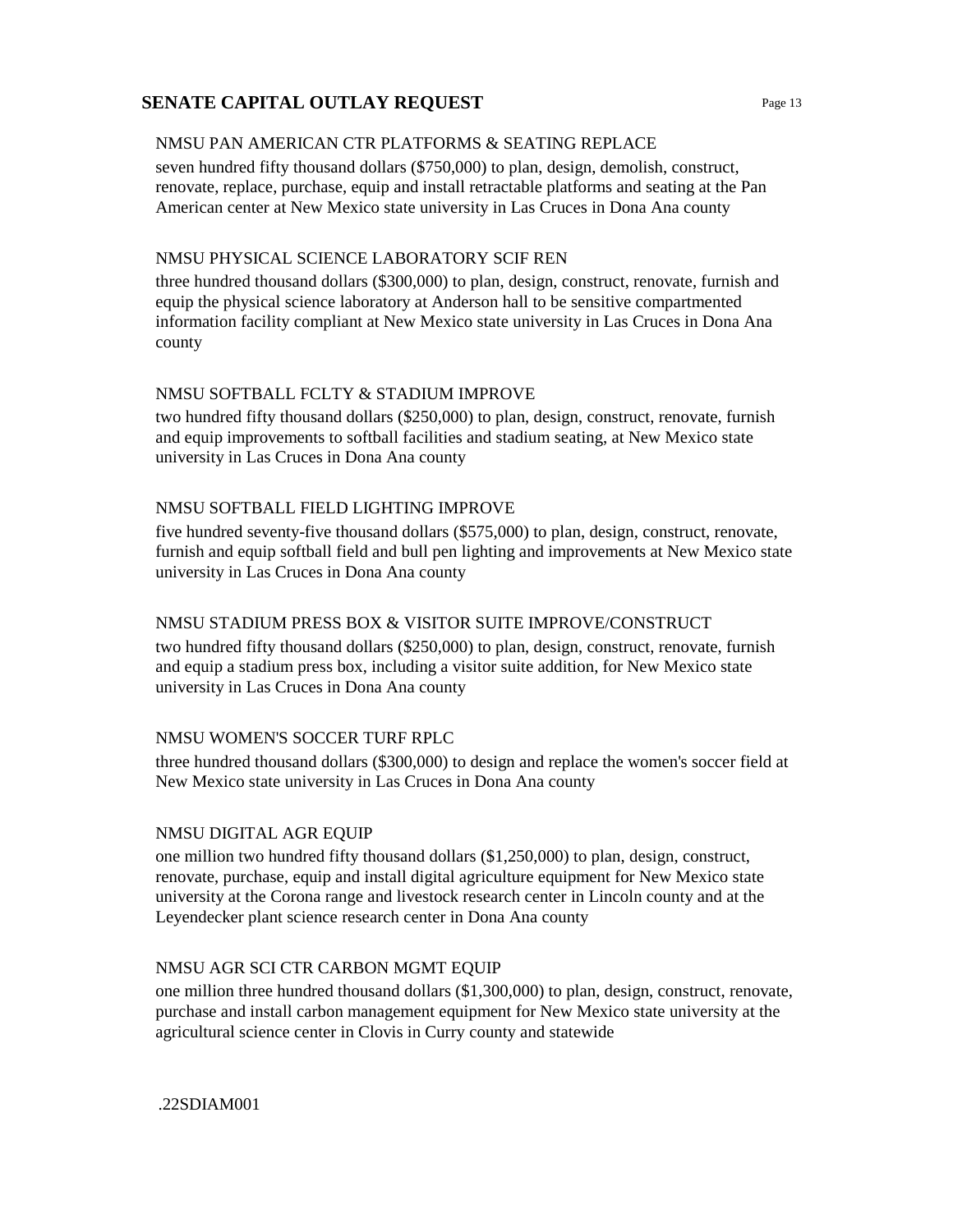## SENATE CAPITAL OUTLAY REQUEST

NMSU PAN AMERICAN CTR PLATFORMS & SEATING REPLACE

seven hundred fifty thousand dollars ($750,000) to plan, design, demolish, construct, renovate, replace, purchase, equip and install retractable platforms and seating at the Pan American center at New Mexico state university in Las Cruces in Dona Ana county

NMSU PHYSICAL SCIENCE LABORATORY SCIF REN

three hundred thousand dollars ($300,000) to plan, design, construct, renovate, furnish and equip the physical science laboratory at Anderson hall to be sensitive compartmented information facility compliant at New Mexico state university in Las Cruces in Dona Ana county

NMSU SOFTBALL FCLTY & STADIUM IMPROVE

two hundred fifty thousand dollars ($250,000) to plan, design, construct, renovate, furnish and equip improvements to softball facilities and stadium seating, at New Mexico state university in Las Cruces in Dona Ana county

NMSU SOFTBALL FIELD LIGHTING IMPROVE

five hundred seventy-five thousand dollars ($575,000) to plan, design, construct, renovate, furnish and equip softball field and bull pen lighting and improvements at New Mexico state university in Las Cruces in Dona Ana county

NMSU STADIUM PRESS BOX & VISITOR SUITE IMPROVE/CONSTRUCT

two hundred fifty thousand dollars ($250,000) to plan, design, construct, renovate, furnish and equip a stadium press box, including a visitor suite addition, for New Mexico state university in Las Cruces in Dona Ana county

NMSU WOMEN'S SOCCER TURF RPLC

three hundred thousand dollars ($300,000) to design and replace the women's soccer field at New Mexico state university in Las Cruces in Dona Ana county

NMSU DIGITAL AGR EQUIP

one million two hundred fifty thousand dollars ($1,250,000) to plan, design, construct, renovate, purchase, equip and install digital agriculture equipment for New Mexico state university at the Corona range and livestock research center in Lincoln county and at the Leyendecker plant science research center in Dona Ana county

NMSU AGR SCI CTR CARBON MGMT EQUIP

one million three hundred thousand dollars ($1,300,000) to plan, design, construct, renovate, purchase and install carbon management equipment for New Mexico state university at the agricultural science center in Clovis in Curry county and statewide

.22SDIAM001